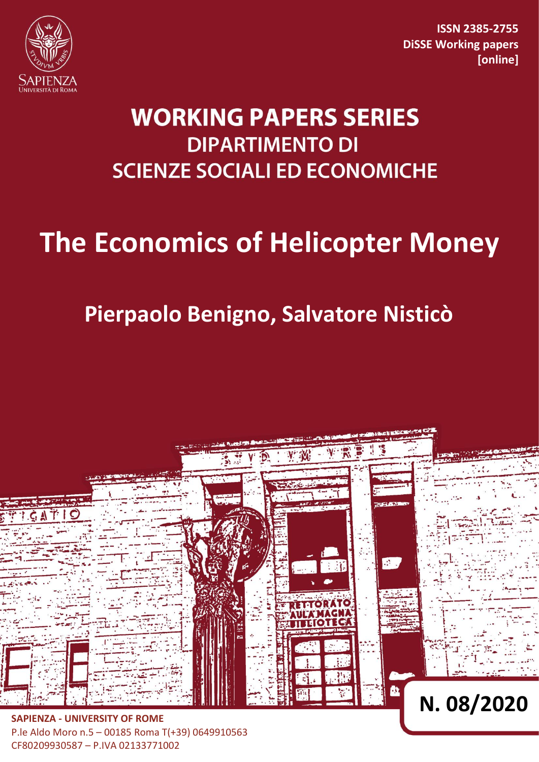ISSN 2385-2755
DiSSE Working papers
[online]

# WORKING PAPERS SERIES
## DIPARTIMENTO DI SCIENZE SOCIALI ED ECONOMICHE

# The Economics of Helicopter Money

## Pierpaolo Benigno, Salvatore Nisticò

**N. 08/2020**

**SAPIENZA - UNIVERSITY OF ROME**
P.le Aldo Moro n.5 – 00185 Roma T(+39) 0649910563
CF80209930587 – P.IVA 02133771002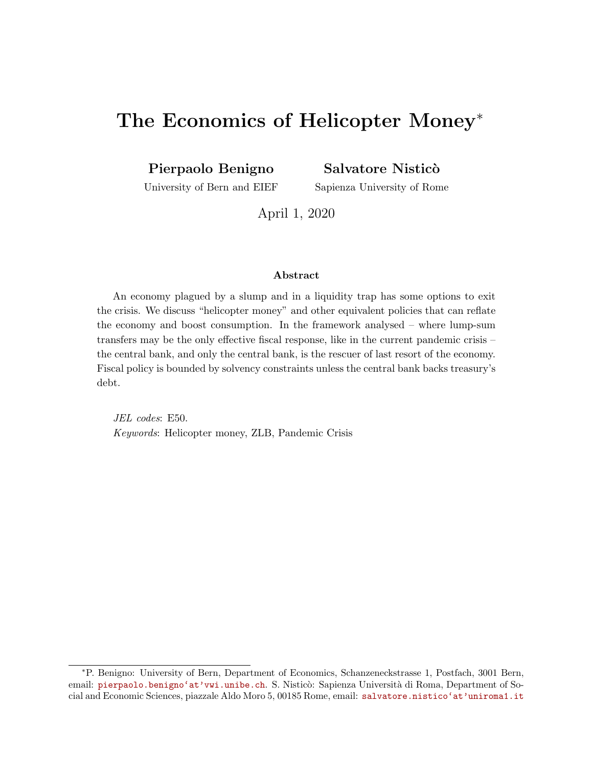# The Economics of Helicopter Money*

**Pierpaolo Benigno**
University of Bern and EIEF

**Salvatore Nisticò**
Sapienza University of Rome

April 1, 2020

### Abstract

An economy plagued by a slump and in a liquidity trap has some options to exit the crisis. We discuss "helicopter money" and other equivalent policies that can reflate the economy and boost consumption. In the framework analysed – where lump-sum transfers may be the only effective fiscal response, like in the current pandemic crisis – the central bank, and only the central bank, is the rescuer of last resort of the economy. Fiscal policy is bounded by solvency constraints unless the central bank backs treasury's debt.

*JEL codes*: E50.
*Keywords*: Helicopter money, ZLB, Pandemic Crisis

---

*P. Benigno: University of Bern, Department of Economics, Schanzeneckstrasse 1, Postfach, 3001 Bern, email: pierpaolo.benigno'at'vwi.unibe.ch. S. Nisticò: Sapienza Università di Roma, Department of Social and Economic Sciences, piazzale Aldo Moro 5, 00185 Rome, email: salvatore.nistico'at'uniroma1.it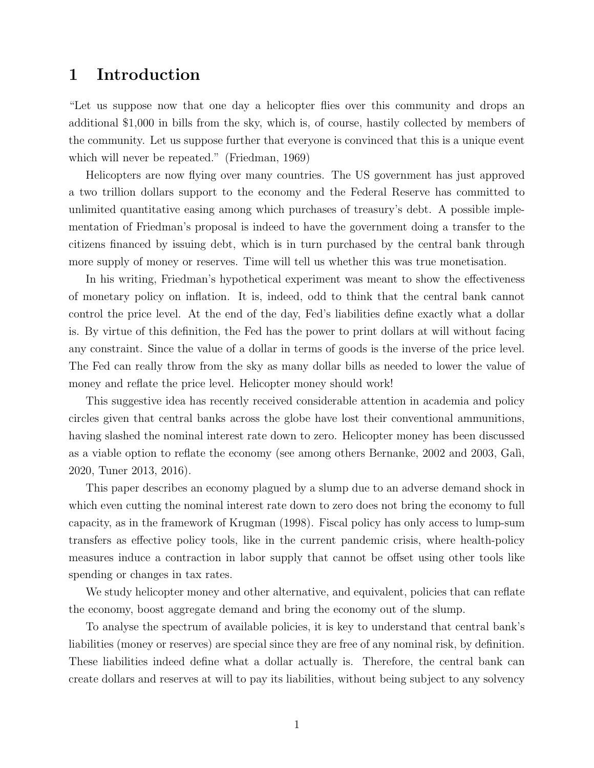# 1 Introduction

"Let us suppose now that one day a helicopter flies over this community and drops an additional $1,000 in bills from the sky, which is, of course, hastily collected by members of the community. Let us suppose further that everyone is convinced that this is a unique event which will never be repeated." (Friedman, 1969)

Helicopters are now flying over many countries. The US government has just approved a two trillion dollars support to the economy and the Federal Reserve has committed to unlimited quantitative easing among which purchases of treasury's debt. A possible implementation of Friedman's proposal is indeed to have the government doing a transfer to the citizens financed by issuing debt, which is in turn purchased by the central bank through more supply of money or reserves. Time will tell us whether this was true monetisation.

In his writing, Friedman's hypothetical experiment was meant to show the effectiveness of monetary policy on inflation. It is, indeed, odd to think that the central bank cannot control the price level. At the end of the day, Fed's liabilities define exactly what a dollar is. By virtue of this definition, the Fed has the power to print dollars at will without facing any constraint. Since the value of a dollar in terms of goods is the inverse of the price level. The Fed can really throw from the sky as many dollar bills as needed to lower the value of money and reflate the price level. Helicopter money should work!

This suggestive idea has recently received considerable attention in academia and policy circles given that central banks across the globe have lost their conventional ammunitions, having slashed the nominal interest rate down to zero. Helicopter money has been discussed as a viable option to reflate the economy (see among others Bernanke, 2002 and 2003, Galì, 2020, Tuner 2013, 2016).

This paper describes an economy plagued by a slump due to an adverse demand shock in which even cutting the nominal interest rate down to zero does not bring the economy to full capacity, as in the framework of Krugman (1998). Fiscal policy has only access to lump-sum transfers as effective policy tools, like in the current pandemic crisis, where health-policy measures induce a contraction in labor supply that cannot be offset using other tools like spending or changes in tax rates.

We study helicopter money and other alternative, and equivalent, policies that can reflate the economy, boost aggregate demand and bring the economy out of the slump.

To analyse the spectrum of available policies, it is key to understand that central bank's liabilities (money or reserves) are special since they are free of any nominal risk, by definition. These liabilities indeed define what a dollar actually is. Therefore, the central bank can create dollars and reserves at will to pay its liabilities, without being subject to any solvency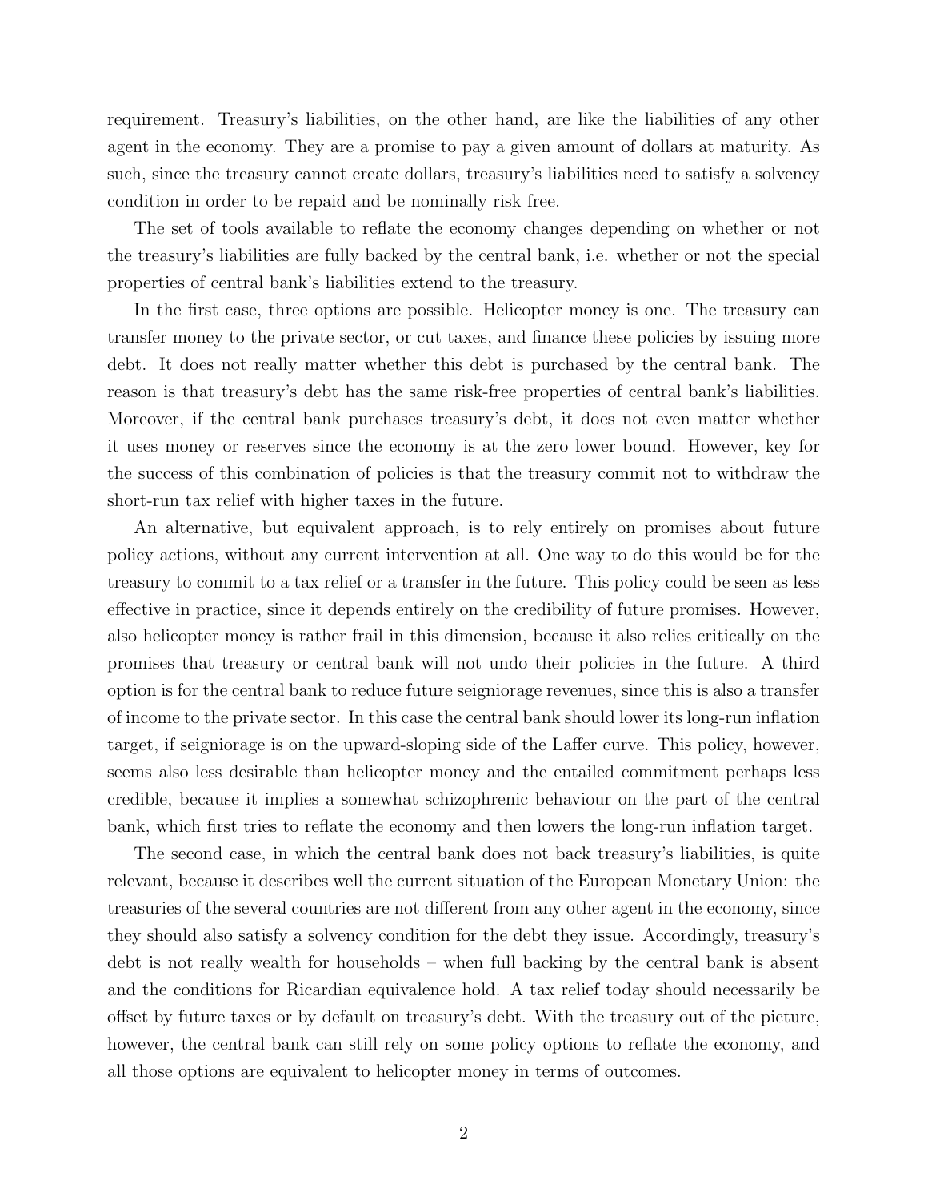requirement. Treasury's liabilities, on the other hand, are like the liabilities of any other agent in the economy. They are a promise to pay a given amount of dollars at maturity. As such, since the treasury cannot create dollars, treasury's liabilities need to satisfy a solvency condition in order to be repaid and be nominally risk free.

The set of tools available to reflate the economy changes depending on whether or not the treasury's liabilities are fully backed by the central bank, i.e. whether or not the special properties of central bank's liabilities extend to the treasury.

In the first case, three options are possible. Helicopter money is one. The treasury can transfer money to the private sector, or cut taxes, and finance these policies by issuing more debt. It does not really matter whether this debt is purchased by the central bank. The reason is that treasury's debt has the same risk-free properties of central bank's liabilities. Moreover, if the central bank purchases treasury's debt, it does not even matter whether it uses money or reserves since the economy is at the zero lower bound. However, key for the success of this combination of policies is that the treasury commit not to withdraw the short-run tax relief with higher taxes in the future.

An alternative, but equivalent approach, is to rely entirely on promises about future policy actions, without any current intervention at all. One way to do this would be for the treasury to commit to a tax relief or a transfer in the future. This policy could be seen as less effective in practice, since it depends entirely on the credibility of future promises. However, also helicopter money is rather frail in this dimension, because it also relies critically on the promises that treasury or central bank will not undo their policies in the future. A third option is for the central bank to reduce future seigniorage revenues, since this is also a transfer of income to the private sector. In this case the central bank should lower its long-run inflation target, if seigniorage is on the upward-sloping side of the Laffer curve. This policy, however, seems also less desirable than helicopter money and the entailed commitment perhaps less credible, because it implies a somewhat schizophrenic behaviour on the part of the central bank, which first tries to reflate the economy and then lowers the long-run inflation target.

The second case, in which the central bank does not back treasury's liabilities, is quite relevant, because it describes well the current situation of the European Monetary Union: the treasuries of the several countries are not different from any other agent in the economy, since they should also satisfy a solvency condition for the debt they issue. Accordingly, treasury's debt is not really wealth for households – when full backing by the central bank is absent and the conditions for Ricardian equivalence hold. A tax relief today should necessarily be offset by future taxes or by default on treasury's debt. With the treasury out of the picture, however, the central bank can still rely on some policy options to reflate the economy, and all those options are equivalent to helicopter money in terms of outcomes.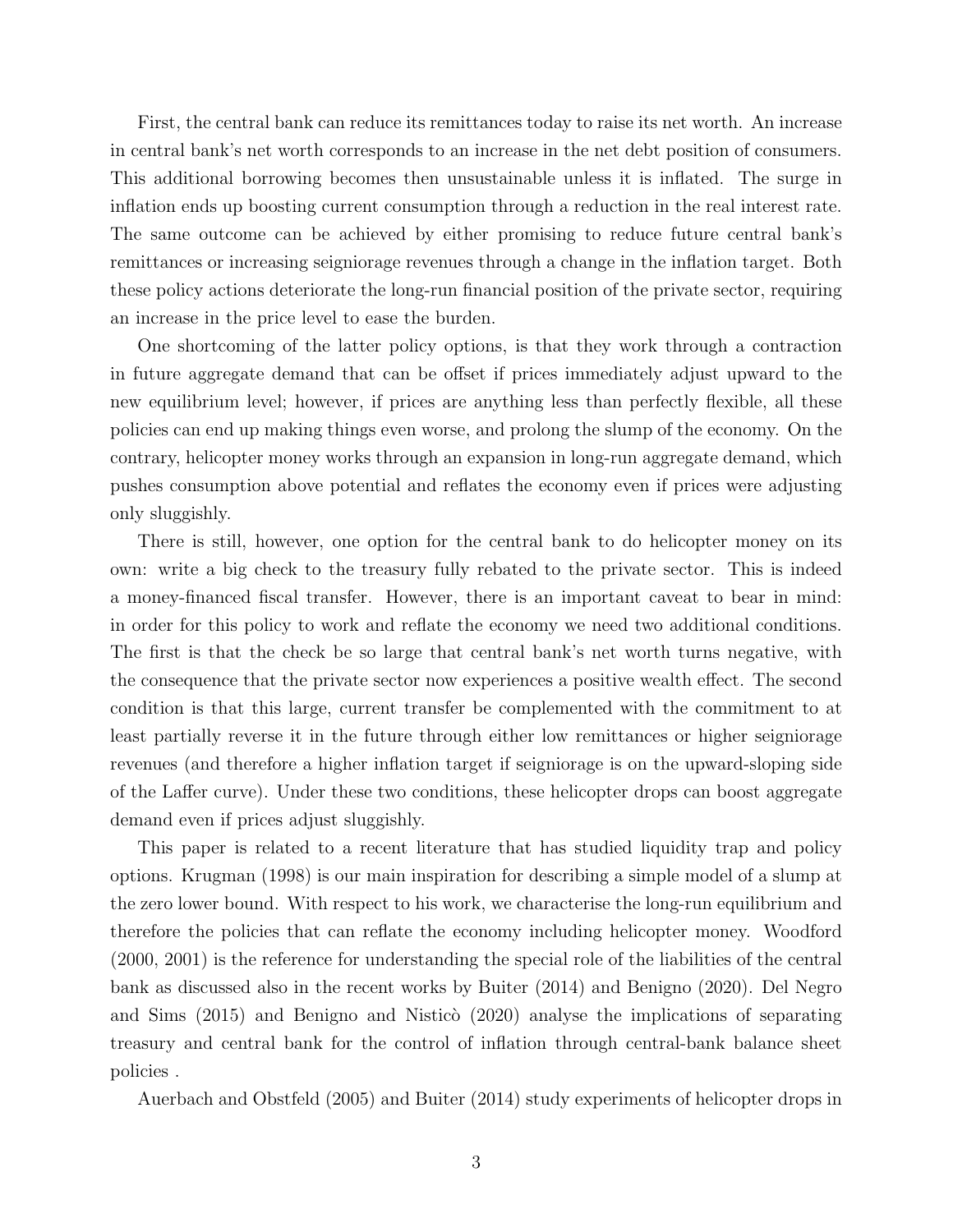First, the central bank can reduce its remittances today to raise its net worth. An increase in central bank's net worth corresponds to an increase in the net debt position of consumers. This additional borrowing becomes then unsustainable unless it is inflated. The surge in inflation ends up boosting current consumption through a reduction in the real interest rate. The same outcome can be achieved by either promising to reduce future central bank's remittances or increasing seigniorage revenues through a change in the inflation target. Both these policy actions deteriorate the long-run financial position of the private sector, requiring an increase in the price level to ease the burden.

One shortcoming of the latter policy options, is that they work through a contraction in future aggregate demand that can be offset if prices immediately adjust upward to the new equilibrium level; however, if prices are anything less than perfectly flexible, all these policies can end up making things even worse, and prolong the slump of the economy. On the contrary, helicopter money works through an expansion in long-run aggregate demand, which pushes consumption above potential and reflates the economy even if prices were adjusting only sluggishly.

There is still, however, one option for the central bank to do helicopter money on its own: write a big check to the treasury fully rebated to the private sector. This is indeed a money-financed fiscal transfer. However, there is an important caveat to bear in mind: in order for this policy to work and reflate the economy we need two additional conditions. The first is that the check be so large that central bank's net worth turns negative, with the consequence that the private sector now experiences a positive wealth effect. The second condition is that this large, current transfer be complemented with the commitment to at least partially reverse it in the future through either low remittances or higher seigniorage revenues (and therefore a higher inflation target if seigniorage is on the upward-sloping side of the Laffer curve). Under these two conditions, these helicopter drops can boost aggregate demand even if prices adjust sluggishly.

This paper is related to a recent literature that has studied liquidity trap and policy options. Krugman (1998) is our main inspiration for describing a simple model of a slump at the zero lower bound. With respect to his work, we characterise the long-run equilibrium and therefore the policies that can reflate the economy including helicopter money. Woodford (2000, 2001) is the reference for understanding the special role of the liabilities of the central bank as discussed also in the recent works by Buiter (2014) and Benigno (2020). Del Negro and Sims (2015) and Benigno and Nisticò (2020) analyse the implications of separating treasury and central bank for the control of inflation through central-bank balance sheet policies .

Auerbach and Obstfeld (2005) and Buiter (2014) study experiments of helicopter drops in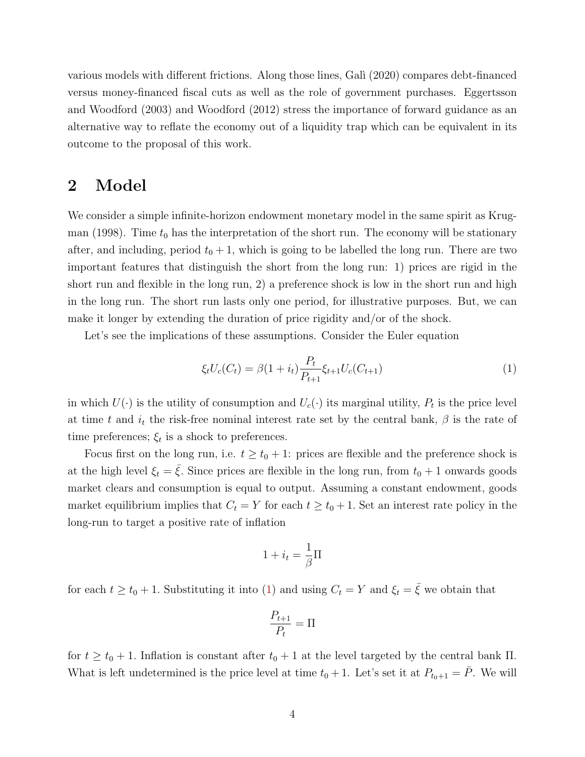various models with different frictions. Along those lines, Galì (2020) compares debt-financed versus money-financed fiscal cuts as well as the role of government purchases. Eggertsson and Woodford (2003) and Woodford (2012) stress the importance of forward guidance as an alternative way to reflate the economy out of a liquidity trap which can be equivalent in its outcome to the proposal of this work.

## 2 Model

We consider a simple infinite-horizon endowment monetary model in the same spirit as Krugman (1998). Time $t_0$ has the interpretation of the short run. The economy will be stationary after, and including, period $t_0 + 1$, which is going to be labelled the long run. There are two important features that distinguish the short from the long run: 1) prices are rigid in the short run and flexible in the long run, 2) a preference shock is low in the short run and high in the long run. The short run lasts only one period, for illustrative purposes. But, we can make it longer by extending the duration of price rigidity and/or of the shock.

Let's see the implications of these assumptions. Consider the Euler equation

$$\xi_t U_c(C_t) = \beta(1 + i_t)\frac{P_t}{P_{t+1}}\xi_{t+1}U_c(C_{t+1}) \tag{1}$$

in which $U(\cdot)$ is the utility of consumption and $U_c(\cdot)$ its marginal utility, $P_t$ is the price level at time $t$ and $i_t$ the risk-free nominal interest rate set by the central bank, $\beta$ is the rate of time preferences; $\xi_t$ is a shock to preferences.

Focus first on the long run, i.e. $t \geq t_0 + 1$: prices are flexible and the preference shock is at the high level $\xi_t = \bar{\xi}$. Since prices are flexible in the long run, from $t_0 + 1$ onwards goods market clears and consumption is equal to output. Assuming a constant endowment, goods market equilibrium implies that $C_t = Y$ for each $t \geq t_0 + 1$. Set an interest rate policy in the long-run to target a positive rate of inflation

$$1 + i_t = \frac{1}{\beta}\Pi$$

for each $t \geq t_0 + 1$. Substituting it into (1) and using $C_t = Y$ and $\xi_t = \bar{\xi}$ we obtain that

$$\frac{P_{t+1}}{P_t} = \Pi$$

for $t \geq t_0 + 1$. Inflation is constant after $t_0 + 1$ at the level targeted by the central bank $\Pi$. What is left undetermined is the price level at time $t_0 + 1$. Let's set it at $P_{t_0+1} = \bar{P}$. We will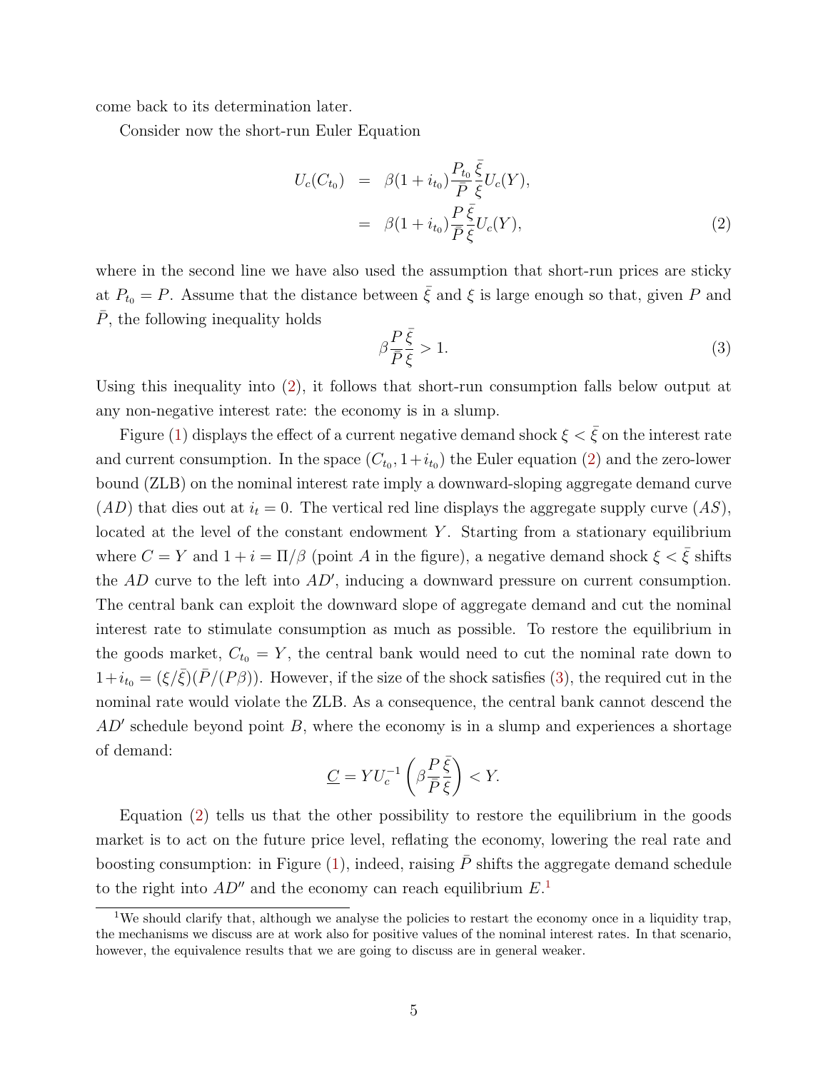come back to its determination later.

Consider now the short-run Euler Equation

$$
\begin{aligned}
U_c(C_{t_0}) &= \beta(1+i_{t_0})\frac{P_{t_0}}{\bar{P}}\frac{\bar{\xi}}{\xi}U_c(Y), \\
&= \beta(1+i_{t_0})\frac{P}{\bar{P}}\frac{\bar{\xi}}{\xi}U_c(Y),
\end{aligned} \tag{2}
$$

where in the second line we have also used the assumption that short-run prices are sticky at $P_{t_0} = P$. Assume that the distance between $\bar{\xi}$ and $\xi$ is large enough so that, given $P$ and $\bar{P}$, the following inequality holds

$$
\beta\frac{P}{\bar{P}}\frac{\bar{\xi}}{\xi} > 1. \tag{3}
$$

Using this inequality into (2), it follows that short-run consumption falls below output at any non-negative interest rate: the economy is in a slump.

Figure (1) displays the effect of a current negative demand shock $\xi < \bar{\xi}$ on the interest rate and current consumption. In the space $(C_{t_0}, 1+i_{t_0})$ the Euler equation (2) and the zero-lower bound (ZLB) on the nominal interest rate imply a downward-sloping aggregate demand curve ($AD$) that dies out at $i_t = 0$. The vertical red line displays the aggregate supply curve ($AS$), located at the level of the constant endowment $Y$. Starting from a stationary equilibrium where $C = Y$ and $1 + i = \Pi/\beta$ (point $A$ in the figure), a negative demand shock $\xi < \bar{\xi}$ shifts the $AD$ curve to the left into $AD'$, inducing a downward pressure on current consumption. The central bank can exploit the downward slope of aggregate demand and cut the nominal interest rate to stimulate consumption as much as possible. To restore the equilibrium in the goods market, $C_{t_0} = Y$, the central bank would need to cut the nominal rate down to $1+i_{t_0} = (\xi/\bar{\xi})(\bar{P}/(P\beta))$. However, if the size of the shock satisfies (3), the required cut in the nominal rate would violate the ZLB. As a consequence, the central bank cannot descend the $AD'$ schedule beyond point $B$, where the economy is in a slump and experiences a shortage of demand:

$$
\underline{C} = YU_c^{-1}\left(\beta\frac{P}{\bar{P}}\frac{\bar{\xi}}{\xi}\right) < Y.
$$

Equation (2) tells us that the other possibility to restore the equilibrium in the goods market is to act on the future price level, reflating the economy, lowering the real rate and boosting consumption: in Figure (1), indeed, raising $\bar{P}$ shifts the aggregate demand schedule to the right into $AD''$ and the economy can reach equilibrium $E$.[1]

[1] We should clarify that, although we analyse the policies to restart the economy once in a liquidity trap, the mechanisms we discuss are at work also for positive values of the nominal interest rates. In that scenario, however, the equivalence results that we are going to discuss are in general weaker.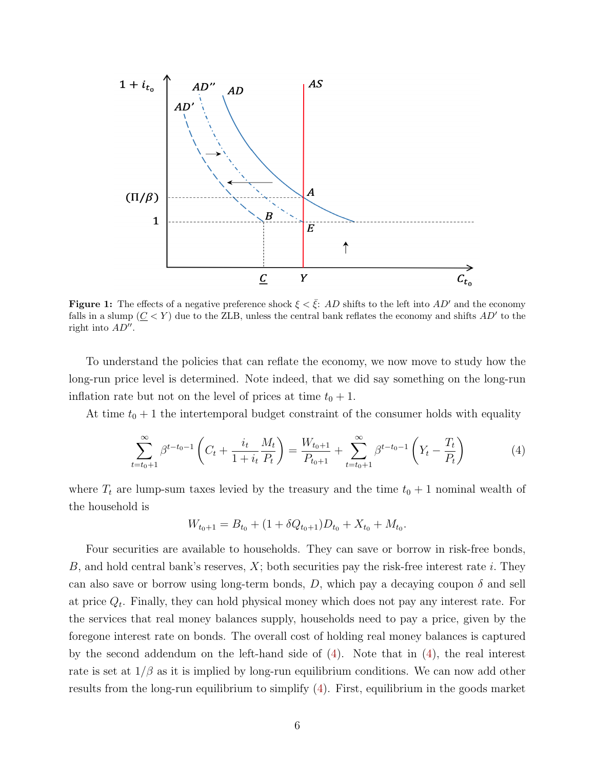**Figure 1:** The effects of a negative preference shock $\xi < \bar{\xi}$: $AD$ shifts to the left into $AD'$ and the economy falls in a slump ($\underline{C} < Y$) due to the ZLB, unless the central bank reflates the economy and shifts $AD'$ to the right into $AD''$.

To understand the policies that can reflate the economy, we now move to study how the long-run price level is determined. Note indeed, that we did say something on the long-run inflation rate but not on the level of prices at time $t_0 + 1$.

At time $t_0 + 1$ the intertemporal budget constraint of the consumer holds with equality

$$\sum_{t=t_0+1}^{\infty} \beta^{t-t_0-1} \left( C_t + \frac{i_t}{1+i_t} \frac{M_t}{P_t} \right) = \frac{W_{t_0+1}}{P_{t_0+1}} + \sum_{t=t_0+1}^{\infty} \beta^{t-t_0-1} \left( Y_t - \frac{T_t}{P_t} \right) \tag{4}$$

where $T_t$ are lump-sum taxes levied by the treasury and the time $t_0 + 1$ nominal wealth of the household is

$$W_{t_0+1} = B_{t_0} + (1 + \delta Q_{t_0+1}) D_{t_0} + X_{t_0} + M_{t_0}.$$

Four securities are available to households. They can save or borrow in risk-free bonds, $B$, and hold central bank's reserves, $X$; both securities pay the risk-free interest rate $i$. They can also save or borrow using long-term bonds, $D$, which pay a decaying coupon $\delta$ and sell at price $Q_t$. Finally, they can hold physical money which does not pay any interest rate. For the services that real money balances supply, households need to pay a price, given by the foregone interest rate on bonds. The overall cost of holding real money balances is captured by the second addendum on the left-hand side of (4). Note that in (4), the real interest rate is set at $1/\beta$ as it is implied by long-run equilibrium conditions. We can now add other results from the long-run equilibrium to simplify (4). First, equilibrium in the goods market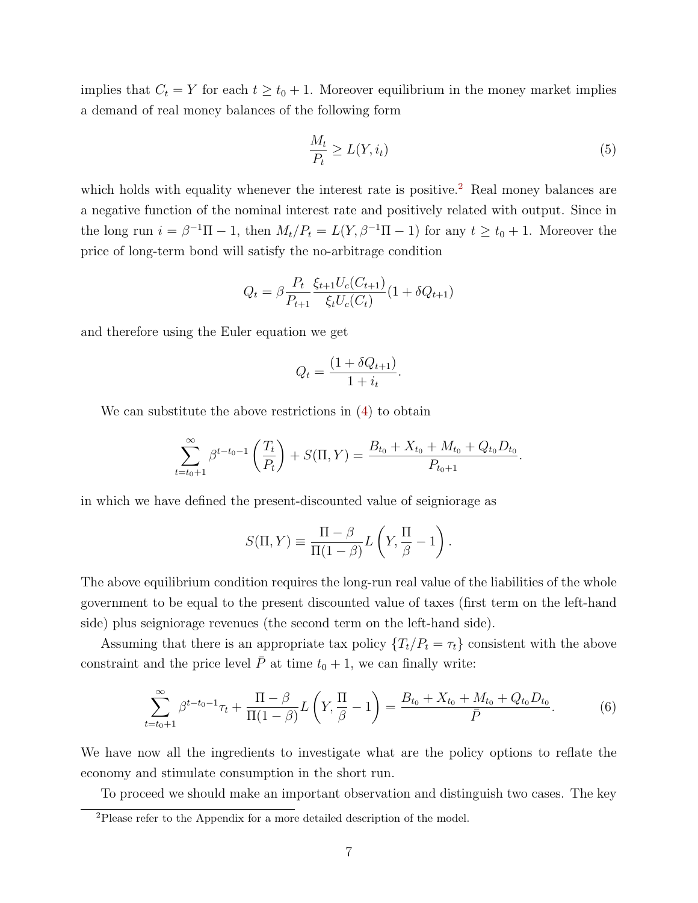implies that $C_t = Y$ for each $t \geq t_0 + 1$. Moreover equilibrium in the money market implies a demand of real money balances of the following form

$$\frac{M_t}{P_t} \geq L(Y, i_t) \tag{5}$$

which holds with equality whenever the interest rate is positive.[2] Real money balances are a negative function of the nominal interest rate and positively related with output. Since in the long run $i = \beta^{-1}\Pi - 1$, then $M_t/P_t = L(Y, \beta^{-1}\Pi - 1)$ for any $t \geq t_0 + 1$. Moreover the price of long-term bond will satisfy the no-arbitrage condition

$$Q_t = \beta \frac{P_t}{P_{t+1}} \frac{\xi_{t+1} U_c(C_{t+1})}{\xi_t U_c(C_t)} (1 + \delta Q_{t+1})$$

and therefore using the Euler equation we get

$$Q_t = \frac{(1 + \delta Q_{t+1})}{1 + i_t}.$$

We can substitute the above restrictions in (4) to obtain

$$\sum_{t=t_0+1}^{\infty} \beta^{t-t_0-1} \left( \frac{T_t}{P_t} \right) + S(\Pi, Y) = \frac{B_{t_0} + X_{t_0} + M_{t_0} + Q_{t_0} D_{t_0}}{P_{t_0+1}}.$$

in which we have defined the present-discounted value of seigniorage as

$$S(\Pi, Y) \equiv \frac{\Pi - \beta}{\Pi(1-\beta)} L\left(Y, \frac{\Pi}{\beta} - 1\right).$$

The above equilibrium condition requires the long-run real value of the liabilities of the whole government to be equal to the present discounted value of taxes (first term on the left-hand side) plus seigniorage revenues (the second term on the left-hand side).

Assuming that there is an appropriate tax policy $\{T_t/P_t = \tau_t\}$ consistent with the above constraint and the price level $\bar{P}$ at time $t_0 + 1$, we can finally write:

$$\sum_{t=t_0+1}^{\infty} \beta^{t-t_0-1} \tau_t + \frac{\Pi - \beta}{\Pi(1-\beta)} L\left(Y, \frac{\Pi}{\beta} - 1\right) = \frac{B_{t_0} + X_{t_0} + M_{t_0} + Q_{t_0} D_{t_0}}{\bar{P}}. \tag{6}$$

We have now all the ingredients to investigate what are the policy options to reflate the economy and stimulate consumption in the short run.

To proceed we should make an important observation and distinguish two cases. The key

[2] Please refer to the Appendix for a more detailed description of the model.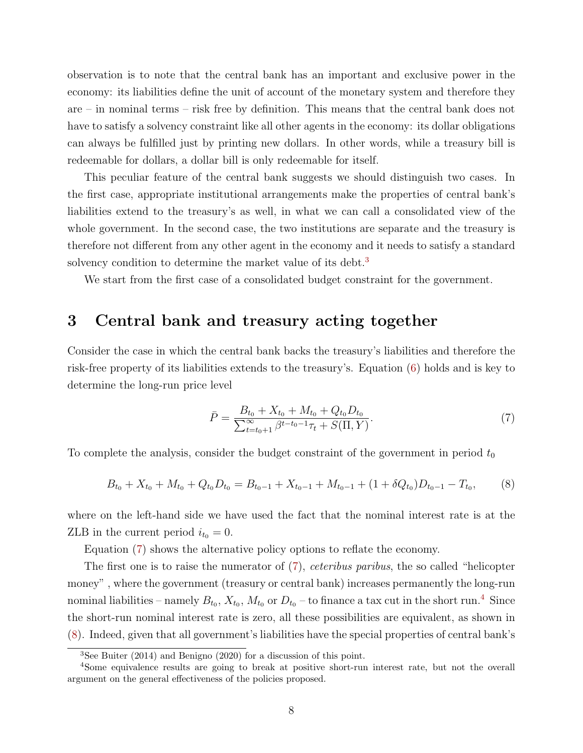observation is to note that the central bank has an important and exclusive power in the economy: its liabilities define the unit of account of the monetary system and therefore they are – in nominal terms – risk free by definition. This means that the central bank does not have to satisfy a solvency constraint like all other agents in the economy: its dollar obligations can always be fulfilled just by printing new dollars. In other words, while a treasury bill is redeemable for dollars, a dollar bill is only redeemable for itself.

This peculiar feature of the central bank suggests we should distinguish two cases. In the first case, appropriate institutional arrangements make the properties of central bank's liabilities extend to the treasury's as well, in what we can call a consolidated view of the whole government. In the second case, the two institutions are separate and the treasury is therefore not different from any other agent in the economy and it needs to satisfy a standard solvency condition to determine the market value of its debt.[3]

We start from the first case of a consolidated budget constraint for the government.

# 3 Central bank and treasury acting together

Consider the case in which the central bank backs the treasury's liabilities and therefore the risk-free property of its liabilities extends to the treasury's. Equation (6) holds and is key to determine the long-run price level

$$\bar{P} = \frac{B_{t_0} + X_{t_0} + M_{t_0} + Q_{t_0} D_{t_0}}{\sum_{t=t_0+1}^{\infty} \beta^{t-t_0-1} \tau_t + S(\Pi, Y)}. \tag{7}$$

To complete the analysis, consider the budget constraint of the government in period $t_0$

$$B_{t_0} + X_{t_0} + M_{t_0} + Q_{t_0} D_{t_0} = B_{t_0-1} + X_{t_0-1} + M_{t_0-1} + (1 + \delta Q_{t_0}) D_{t_0-1} - T_{t_0}, \tag{8}$$

where on the left-hand side we have used the fact that the nominal interest rate is at the ZLB in the current period $i_{t_0} = 0$.

Equation (7) shows the alternative policy options to reflate the economy.

The first one is to raise the numerator of (7), *ceteribus paribus*, the so called "helicopter money" , where the government (treasury or central bank) increases permanently the long-run nominal liabilities – namely $B_{t_0}$, $X_{t_0}$, $M_{t_0}$ or $D_{t_0}$ – to finance a tax cut in the short run.[4] Since the short-run nominal interest rate is zero, all these possibilities are equivalent, as shown in (8). Indeed, given that all government's liabilities have the special properties of central bank's

[3] See Buiter (2014) and Benigno (2020) for a discussion of this point.

[4] Some equivalence results are going to break at positive short-run interest rate, but not the overall argument on the general effectiveness of the policies proposed.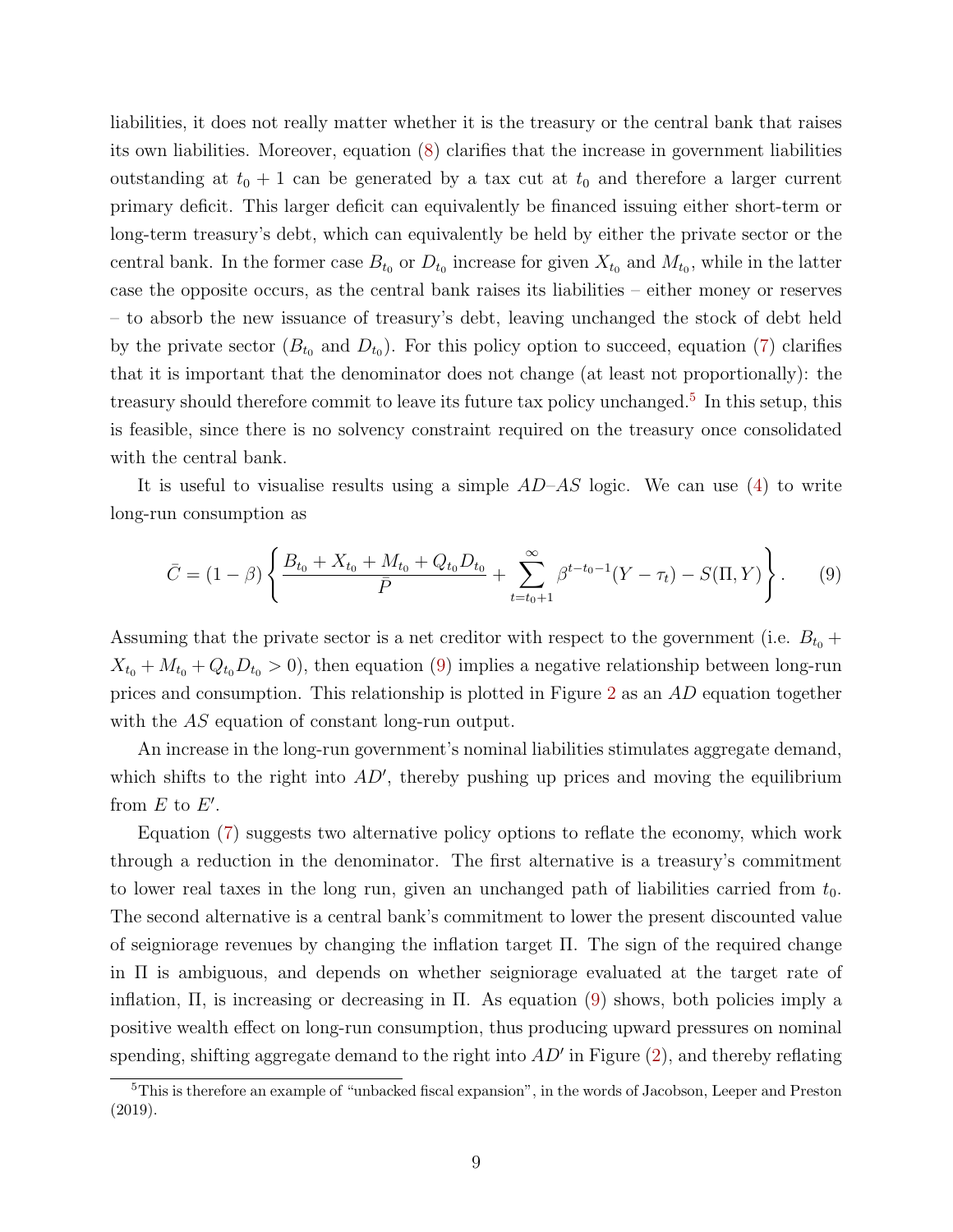liabilities, it does not really matter whether it is the treasury or the central bank that raises its own liabilities. Moreover, equation (8) clarifies that the increase in government liabilities outstanding at $t_0+1$ can be generated by a tax cut at $t_0$ and therefore a larger current primary deficit. This larger deficit can equivalently be financed issuing either short-term or long-term treasury's debt, which can equivalently be held by either the private sector or the central bank. In the former case $B_{t_0}$ or $D_{t_0}$ increase for given $X_{t_0}$ and $M_{t_0}$, while in the latter case the opposite occurs, as the central bank raises its liabilities – either money or reserves – to absorb the new issuance of treasury's debt, leaving unchanged the stock of debt held by the private sector ($B_{t_0}$ and $D_{t_0}$). For this policy option to succeed, equation (7) clarifies that it is important that the denominator does not change (at least not proportionally): the treasury should therefore commit to leave its future tax policy unchanged.[5] In this setup, this is feasible, since there is no solvency constraint required on the treasury once consolidated with the central bank.

It is useful to visualise results using a simple *AD*–*AS* logic. We can use (4) to write long-run consumption as

$$\bar{C} = (1-\beta)\left\{\frac{B_{t_0} + X_{t_0} + M_{t_0} + Q_{t_0}D_{t_0}}{\bar{P}} + \sum_{t=t_0+1}^{\infty}\beta^{t-t_0-1}(Y-\tau_t) - S(\Pi, Y)\right\}. \tag{9}$$

Assuming that the private sector is a net creditor with respect to the government (i.e. $B_{t_0} + X_{t_0} + M_{t_0} + Q_{t_0}D_{t_0} > 0$), then equation (9) implies a negative relationship between long-run prices and consumption. This relationship is plotted in Figure 2 as an *AD* equation together with the *AS* equation of constant long-run output.

An increase in the long-run government's nominal liabilities stimulates aggregate demand, which shifts to the right into $AD'$, thereby pushing up prices and moving the equilibrium from $E$ to $E'$.

Equation (7) suggests two alternative policy options to reflate the economy, which work through a reduction in the denominator. The first alternative is a treasury's commitment to lower real taxes in the long run, given an unchanged path of liabilities carried from $t_0$. The second alternative is a central bank's commitment to lower the present discounted value of seigniorage revenues by changing the inflation target $\Pi$. The sign of the required change in $\Pi$ is ambiguous, and depends on whether seigniorage evaluated at the target rate of inflation, $\Pi$, is increasing or decreasing in $\Pi$. As equation (9) shows, both policies imply a positive wealth effect on long-run consumption, thus producing upward pressures on nominal spending, shifting aggregate demand to the right into $AD'$ in Figure (2), and thereby reflating

[5] This is therefore an example of "unbacked fiscal expansion", in the words of Jacobson, Leeper and Preston (2019).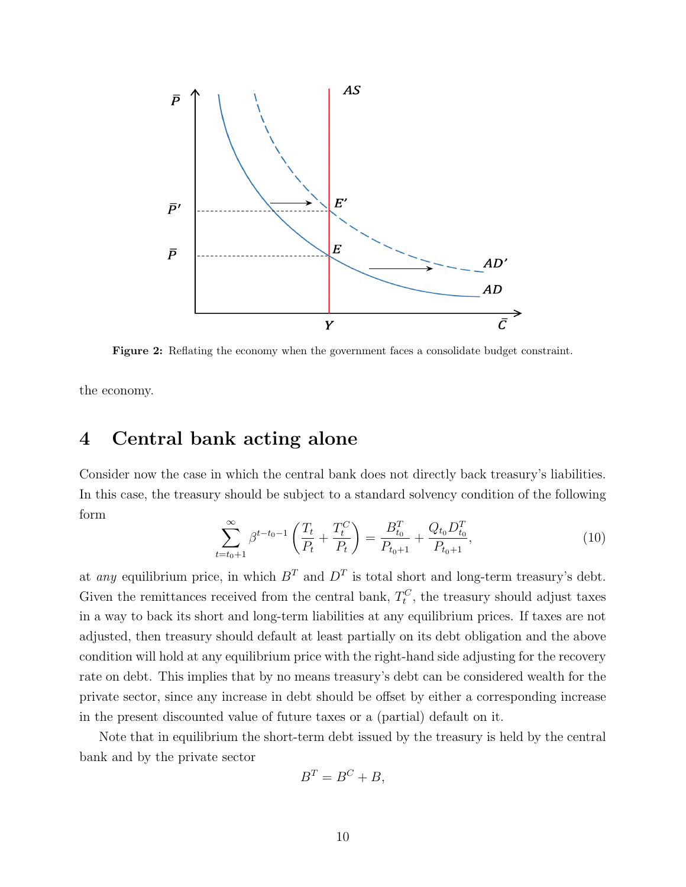Figure 2: Reflating the economy when the government faces a consolidate budget constraint.

the economy.

## 4 Central bank acting alone

Consider now the case in which the central bank does not directly back treasury's liabilities. In this case, the treasury should be subject to a standard solvency condition of the following form

$$\sum_{t=t_0+1}^{\infty} \beta^{t-t_0-1} \left( \frac{T_t}{P_t} + \frac{T_t^C}{P_t} \right) = \frac{B_{t_0}^T}{P_{t_0+1}} + \frac{Q_{t_0} D_{t_0}^T}{P_{t_0+1}}, \tag{10}$$

at *any* equilibrium price, in which $B^T$ and $D^T$ is total short and long-term treasury's debt. Given the remittances received from the central bank, $T_t^C$, the treasury should adjust taxes in a way to back its short and long-term liabilities at any equilibrium prices. If taxes are not adjusted, then treasury should default at least partially on its debt obligation and the above condition will hold at any equilibrium price with the right-hand side adjusting for the recovery rate on debt. This implies that by no means treasury's debt can be considered wealth for the private sector, since any increase in debt should be offset by either a corresponding increase in the present discounted value of future taxes or a (partial) default on it.

Note that in equilibrium the short-term debt issued by the treasury is held by the central bank and by the private sector

$$B^T = B^C + B,$$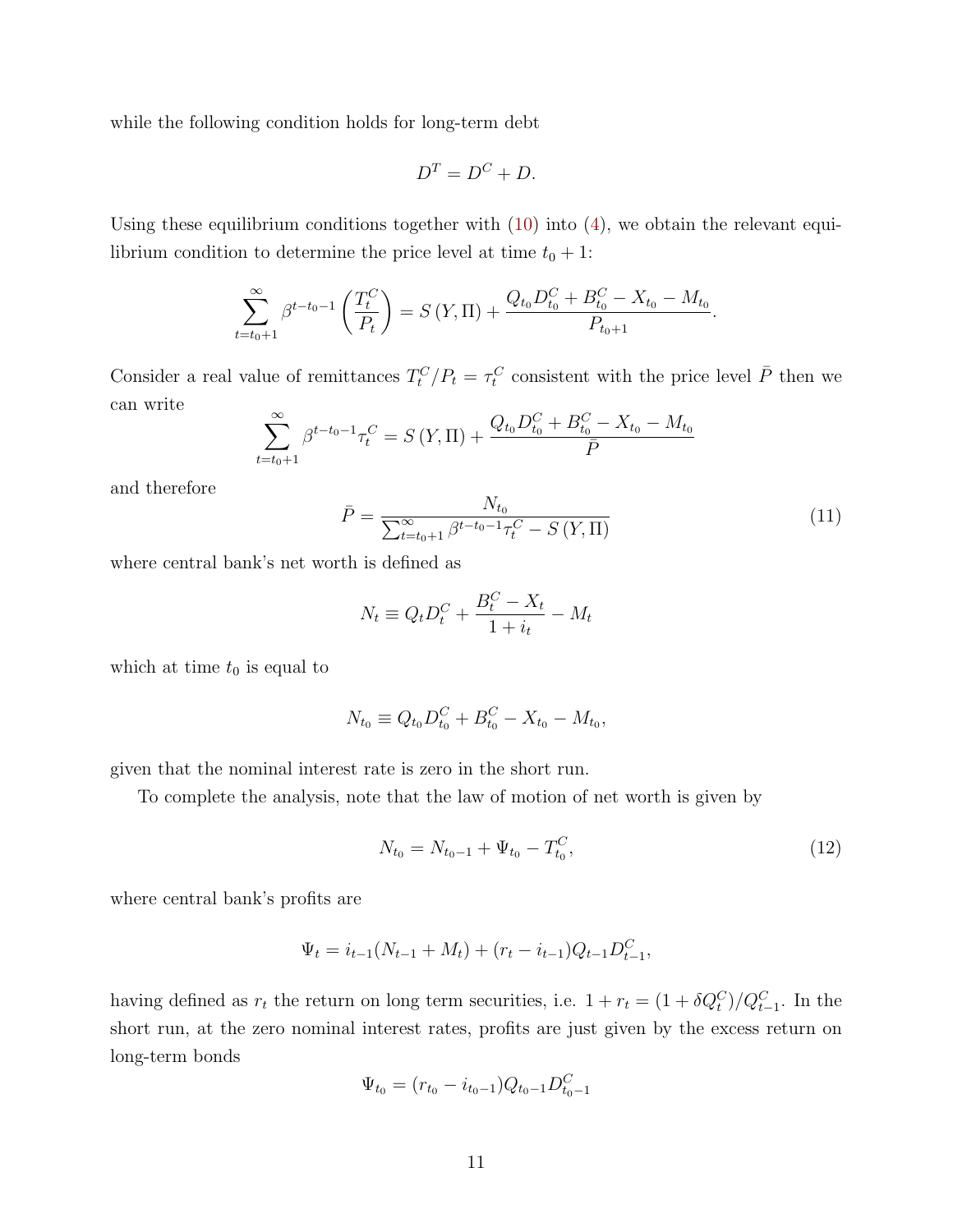while the following condition holds for long-term debt

$$D^T = D^C + D.$$

Using these equilibrium conditions together with (10) into (4), we obtain the relevant equilibrium condition to determine the price level at time $t_0 + 1$:

$$\sum_{t=t_0+1}^{\infty} \beta^{t-t_0-1} \left( \frac{T_t^C}{P_t} \right) = S\left(Y, \Pi\right) + \frac{Q_{t_0} D_{t_0}^C + B_{t_0}^C - X_{t_0} - M_{t_0}}{P_{t_0+1}}.$$

Consider a real value of remittances $T_t^C / P_t = \tau_t^C$ consistent with the price level $\bar{P}$ then we can write

$$\sum_{t=t_0+1}^{\infty} \beta^{t-t_0-1} \tau_t^C = S\left(Y, \Pi\right) + \frac{Q_{t_0} D_{t_0}^C + B_{t_0}^C - X_{t_0} - M_{t_0}}{\bar{P}}$$

and therefore

$$\bar{P} = \frac{N_{t_0}}{\sum_{t=t_0+1}^{\infty} \beta^{t-t_0-1} \tau_t^C - S\left(Y, \Pi\right)} \tag{11}$$

where central bank's net worth is defined as

$$N_t \equiv Q_t D_t^C + \frac{B_t^C - X_t}{1 + i_t} - M_t$$

which at time $t_0$ is equal to

$$N_{t_0} \equiv Q_{t_0} D_{t_0}^C + B_{t_0}^C - X_{t_0} - M_{t_0},$$

given that the nominal interest rate is zero in the short run.

To complete the analysis, note that the law of motion of net worth is given by

$$N_{t_0} = N_{t_0-1} + \Psi_{t_0} - T_{t_0}^C, \tag{12}$$

where central bank's profits are

$$\Psi_t = i_{t-1}(N_{t-1} + M_t) + (r_t - i_{t-1}) Q_{t-1} D_{t-1}^C,$$

having defined as $r_t$ the return on long term securities, i.e. $1 + r_t = (1 + \delta Q_t^C)/Q_{t-1}^C$. In the short run, at the zero nominal interest rates, profits are just given by the excess return on long-term bonds

$$\Psi_{t_0} = (r_{t_0} - i_{t_0-1}) Q_{t_0-1} D_{t_0-1}^C$$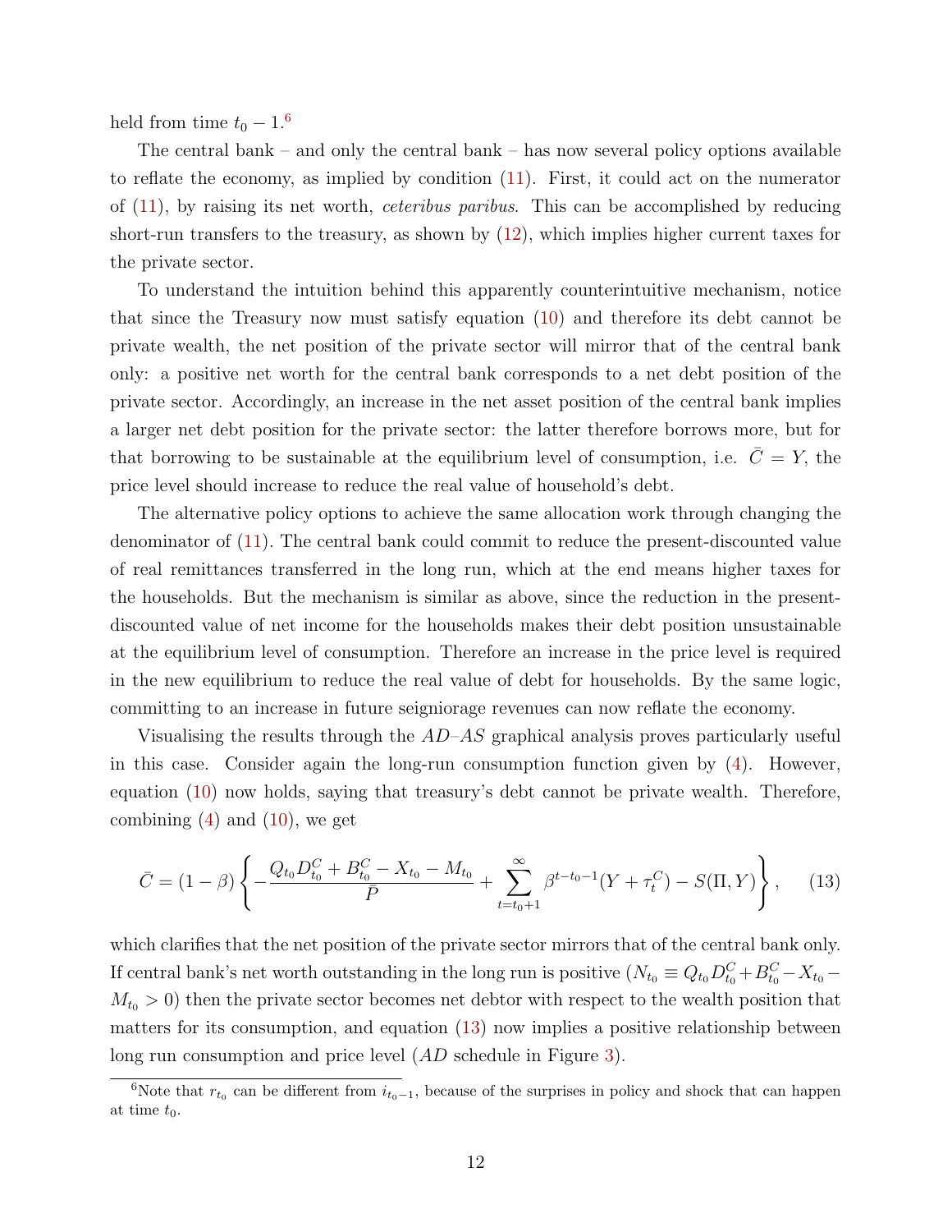held from time $t_0 - 1$.[6]

The central bank – and only the central bank – has now several policy options available to reflate the economy, as implied by condition (11). First, it could act on the numerator of (11), by raising its net worth, *ceteribus paribus*. This can be accomplished by reducing short-run transfers to the treasury, as shown by (12), which implies higher current taxes for the private sector.

To understand the intuition behind this apparently counterintuitive mechanism, notice that since the Treasury now must satisfy equation (10) and therefore its debt cannot be private wealth, the net position of the private sector will mirror that of the central bank only: a positive net worth for the central bank corresponds to a net debt position of the private sector. Accordingly, an increase in the net asset position of the central bank implies a larger net debt position for the private sector: the latter therefore borrows more, but for that borrowing to be sustainable at the equilibrium level of consumption, i.e. $\bar{C} = Y$, the price level should increase to reduce the real value of household's debt.

The alternative policy options to achieve the same allocation work through changing the denominator of (11). The central bank could commit to reduce the present-discounted value of real remittances transferred in the long run, which at the end means higher taxes for the households. But the mechanism is similar as above, since the reduction in the present-discounted value of net income for the households makes their debt position unsustainable at the equilibrium level of consumption. Therefore an increase in the price level is required in the new equilibrium to reduce the real value of debt for households. By the same logic, committing to an increase in future seigniorage revenues can now reflate the economy.

Visualising the results through the *AD*–*AS* graphical analysis proves particularly useful in this case. Consider again the long-run consumption function given by (4). However, equation (10) now holds, saying that treasury's debt cannot be private wealth. Therefore, combining (4) and (10), we get

$$\bar{C} = (1-\beta)\left\{-\frac{Q_{t_0}D^C_{t_0} + B^C_{t_0} - X_{t_0} - M_{t_0}}{\bar{P}} + \sum_{t=t_0+1}^{\infty}\beta^{t-t_0-1}(Y + \tau^C_t) - S(\Pi, Y)\right\}, \qquad (13)$$

which clarifies that the net position of the private sector mirrors that of the central bank only. If central bank's net worth outstanding in the long run is positive ($N_{t_0} \equiv Q_{t_0}D^C_{t_0} + B^C_{t_0} - X_{t_0} - M_{t_0} > 0$) then the private sector becomes net debtor with respect to the wealth position that matters for its consumption, and equation (13) now implies a positive relationship between long run consumption and price level (*AD* schedule in Figure 3).

[6] Note that $r_{t_0}$ can be different from $i_{t_0-1}$, because of the surprises in policy and shock that can happen at time $t_0$.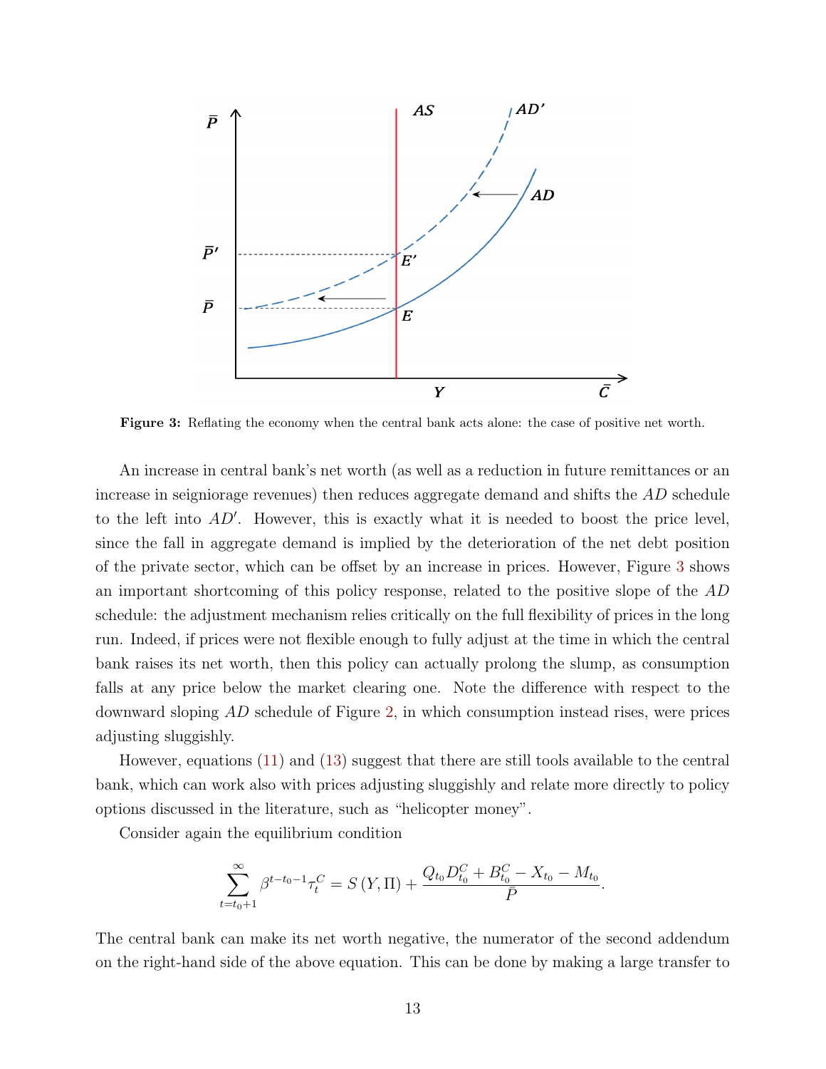**Figure 3:** Reflating the economy when the central bank acts alone: the case of positive net worth.

An increase in central bank's net worth (as well as a reduction in future remittances or an increase in seigniorage revenues) then reduces aggregate demand and shifts the $AD$ schedule to the left into $AD'$. However, this is exactly what it is needed to boost the price level, since the fall in aggregate demand is implied by the deterioration of the net debt position of the private sector, which can be offset by an increase in prices. However, Figure 3 shows an important shortcoming of this policy response, related to the positive slope of the $AD$ schedule: the adjustment mechanism relies critically on the full flexibility of prices in the long run. Indeed, if prices were not flexible enough to fully adjust at the time in which the central bank raises its net worth, then this policy can actually prolong the slump, as consumption falls at any price below the market clearing one. Note the difference with respect to the downward sloping $AD$ schedule of Figure 2, in which consumption instead rises, were prices adjusting sluggishly.

However, equations (11) and (13) suggest that there are still tools available to the central bank, which can work also with prices adjusting sluggishly and relate more directly to policy options discussed in the literature, such as "helicopter money".

Consider again the equilibrium condition

$$\sum_{t=t_0+1}^{\infty} \beta^{t-t_0-1} \tau_t^C = S(Y, \Pi) + \frac{Q_{t_0} D_{t_0}^C + B_{t_0}^C - X_{t_0} - M_{t_0}}{\bar{P}}.$$

The central bank can make its net worth negative, the numerator of the second addendum on the right-hand side of the above equation. This can be done by making a large transfer to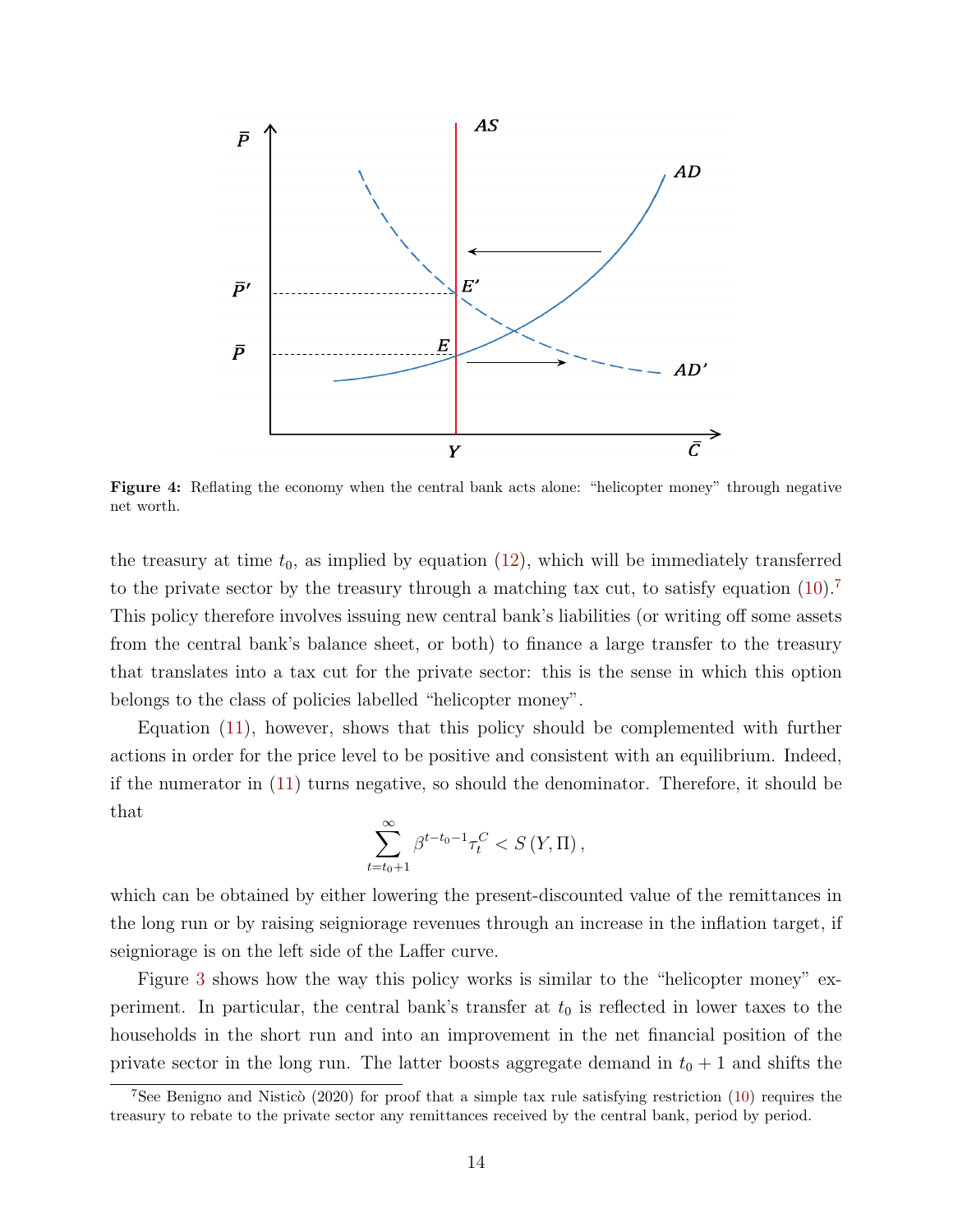**Figure 4:** Reflating the economy when the central bank acts alone: "helicopter money" through negative net worth.

the treasury at time $t_0$, as implied by equation (12), which will be immediately transferred to the private sector by the treasury through a matching tax cut, to satisfy equation (10).[7] This policy therefore involves issuing new central bank's liabilities (or writing off some assets from the central bank's balance sheet, or both) to finance a large transfer to the treasury that translates into a tax cut for the private sector: this is the sense in which this option belongs to the class of policies labelled "helicopter money".

Equation (11), however, shows that this policy should be complemented with further actions in order for the price level to be positive and consistent with an equilibrium. Indeed, if the numerator in (11) turns negative, so should the denominator. Therefore, it should be that

$$\sum_{t=t_0+1}^{\infty} \beta^{t-t_0-1} \tau_t^C < S(Y, \Pi),$$

which can be obtained by either lowering the present-discounted value of the remittances in the long run or by raising seigniorage revenues through an increase in the inflation target, if seigniorage is on the left side of the Laffer curve.

Figure 3 shows how the way this policy works is similar to the "helicopter money" experiment. In particular, the central bank's transfer at $t_0$ is reflected in lower taxes to the households in the short run and into an improvement in the net financial position of the private sector in the long run. The latter boosts aggregate demand in $t_0 + 1$ and shifts the

[7] See Benigno and Nisticò (2020) for proof that a simple tax rule satisfying restriction (10) requires the treasury to rebate to the private sector any remittances received by the central bank, period by period.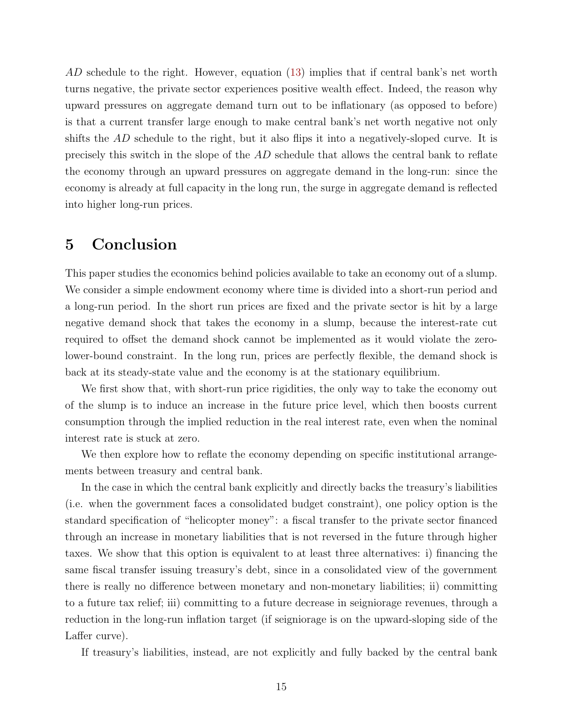$AD$ schedule to the right. However, equation (13) implies that if central bank's net worth turns negative, the private sector experiences positive wealth effect. Indeed, the reason why upward pressures on aggregate demand turn out to be inflationary (as opposed to before) is that a current transfer large enough to make central bank's net worth negative not only shifts the $AD$ schedule to the right, but it also flips it into a negatively-sloped curve. It is precisely this switch in the slope of the $AD$ schedule that allows the central bank to reflate the economy through an upward pressures on aggregate demand in the long-run: since the economy is already at full capacity in the long run, the surge in aggregate demand is reflected into higher long-run prices.

# 5 Conclusion

This paper studies the economics behind policies available to take an economy out of a slump. We consider a simple endowment economy where time is divided into a short-run period and a long-run period. In the short run prices are fixed and the private sector is hit by a large negative demand shock that takes the economy in a slump, because the interest-rate cut required to offset the demand shock cannot be implemented as it would violate the zero-lower-bound constraint. In the long run, prices are perfectly flexible, the demand shock is back at its steady-state value and the economy is at the stationary equilibrium.

We first show that, with short-run price rigidities, the only way to take the economy out of the slump is to induce an increase in the future price level, which then boosts current consumption through the implied reduction in the real interest rate, even when the nominal interest rate is stuck at zero.

We then explore how to reflate the economy depending on specific institutional arrangements between treasury and central bank.

In the case in which the central bank explicitly and directly backs the treasury's liabilities (i.e. when the government faces a consolidated budget constraint), one policy option is the standard specification of "helicopter money": a fiscal transfer to the private sector financed through an increase in monetary liabilities that is not reversed in the future through higher taxes. We show that this option is equivalent to at least three alternatives: i) financing the same fiscal transfer issuing treasury's debt, since in a consolidated view of the government there is really no difference between monetary and non-monetary liabilities; ii) committing to a future tax relief; iii) committing to a future decrease in seigniorage revenues, through a reduction in the long-run inflation target (if seigniorage is on the upward-sloping side of the Laffer curve).

If treasury's liabilities, instead, are not explicitly and fully backed by the central bank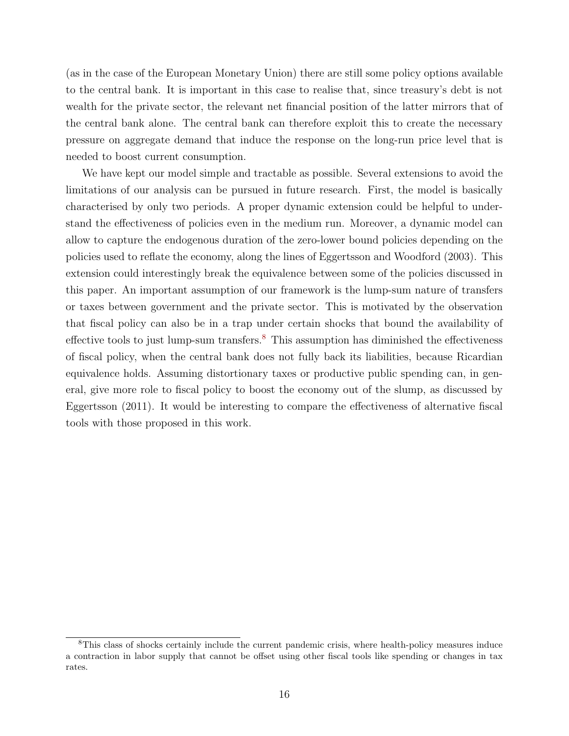(as in the case of the European Monetary Union) there are still some policy options available to the central bank. It is important in this case to realise that, since treasury's debt is not wealth for the private sector, the relevant net financial position of the latter mirrors that of the central bank alone. The central bank can therefore exploit this to create the necessary pressure on aggregate demand that induce the response on the long-run price level that is needed to boost current consumption.

We have kept our model simple and tractable as possible. Several extensions to avoid the limitations of our analysis can be pursued in future research. First, the model is basically characterised by only two periods. A proper dynamic extension could be helpful to understand the effectiveness of policies even in the medium run. Moreover, a dynamic model can allow to capture the endogenous duration of the zero-lower bound policies depending on the policies used to reflate the economy, along the lines of Eggertsson and Woodford (2003). This extension could interestingly break the equivalence between some of the policies discussed in this paper. An important assumption of our framework is the lump-sum nature of transfers or taxes between government and the private sector. This is motivated by the observation that fiscal policy can also be in a trap under certain shocks that bound the availability of effective tools to just lump-sum transfers.[8] This assumption has diminished the effectiveness of fiscal policy, when the central bank does not fully back its liabilities, because Ricardian equivalence holds. Assuming distortionary taxes or productive public spending can, in general, give more role to fiscal policy to boost the economy out of the slump, as discussed by Eggertsson (2011). It would be interesting to compare the effectiveness of alternative fiscal tools with those proposed in this work.

[8] This class of shocks certainly include the current pandemic crisis, where health-policy measures induce a contraction in labor supply that cannot be offset using other fiscal tools like spending or changes in tax rates.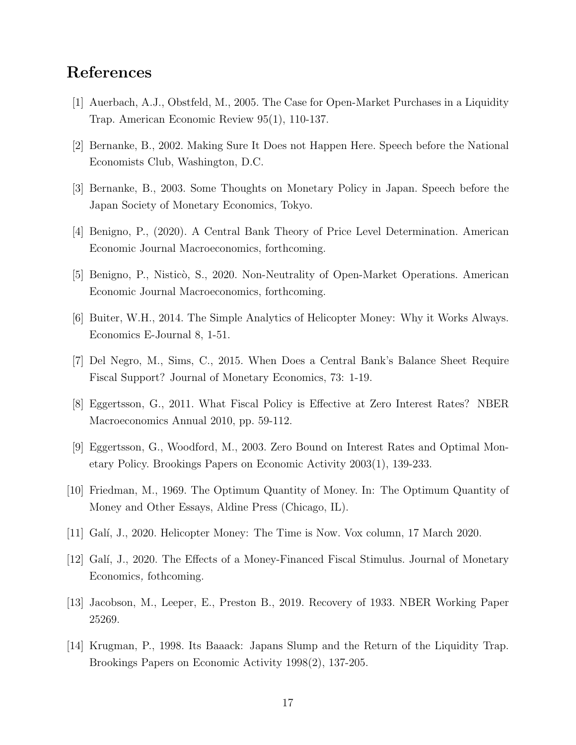# References

[1] Auerbach, A.J., Obstfeld, M., 2005. The Case for Open-Market Purchases in a Liquidity Trap. American Economic Review 95(1), 110-137.

[2] Bernanke, B., 2002. Making Sure It Does not Happen Here. Speech before the National Economists Club, Washington, D.C.

[3] Bernanke, B., 2003. Some Thoughts on Monetary Policy in Japan. Speech before the Japan Society of Monetary Economics, Tokyo.

[4] Benigno, P., (2020). A Central Bank Theory of Price Level Determination. American Economic Journal Macroeconomics, forthcoming.

[5] Benigno, P., Nisticò, S., 2020. Non-Neutrality of Open-Market Operations. American Economic Journal Macroeconomics, forthcoming.

[6] Buiter, W.H., 2014. The Simple Analytics of Helicopter Money: Why it Works Always. Economics E-Journal 8, 1-51.

[7] Del Negro, M., Sims, C., 2015. When Does a Central Bank's Balance Sheet Require Fiscal Support? Journal of Monetary Economics, 73: 1-19.

[8] Eggertsson, G., 2011. What Fiscal Policy is Effective at Zero Interest Rates? NBER Macroeconomics Annual 2010, pp. 59-112.

[9] Eggertsson, G., Woodford, M., 2003. Zero Bound on Interest Rates and Optimal Monetary Policy. Brookings Papers on Economic Activity 2003(1), 139-233.

[10] Friedman, M., 1969. The Optimum Quantity of Money. In: The Optimum Quantity of Money and Other Essays, Aldine Press (Chicago, IL).

[11] Galí, J., 2020. Helicopter Money: The Time is Now. Vox column, 17 March 2020.

[12] Galí, J., 2020. The Effects of a Money-Financed Fiscal Stimulus. Journal of Monetary Economics, fothcoming.

[13] Jacobson, M., Leeper, E., Preston B., 2019. Recovery of 1933. NBER Working Paper 25269.

[14] Krugman, P., 1998. Its Baaack: Japans Slump and the Return of the Liquidity Trap. Brookings Papers on Economic Activity 1998(2), 137-205.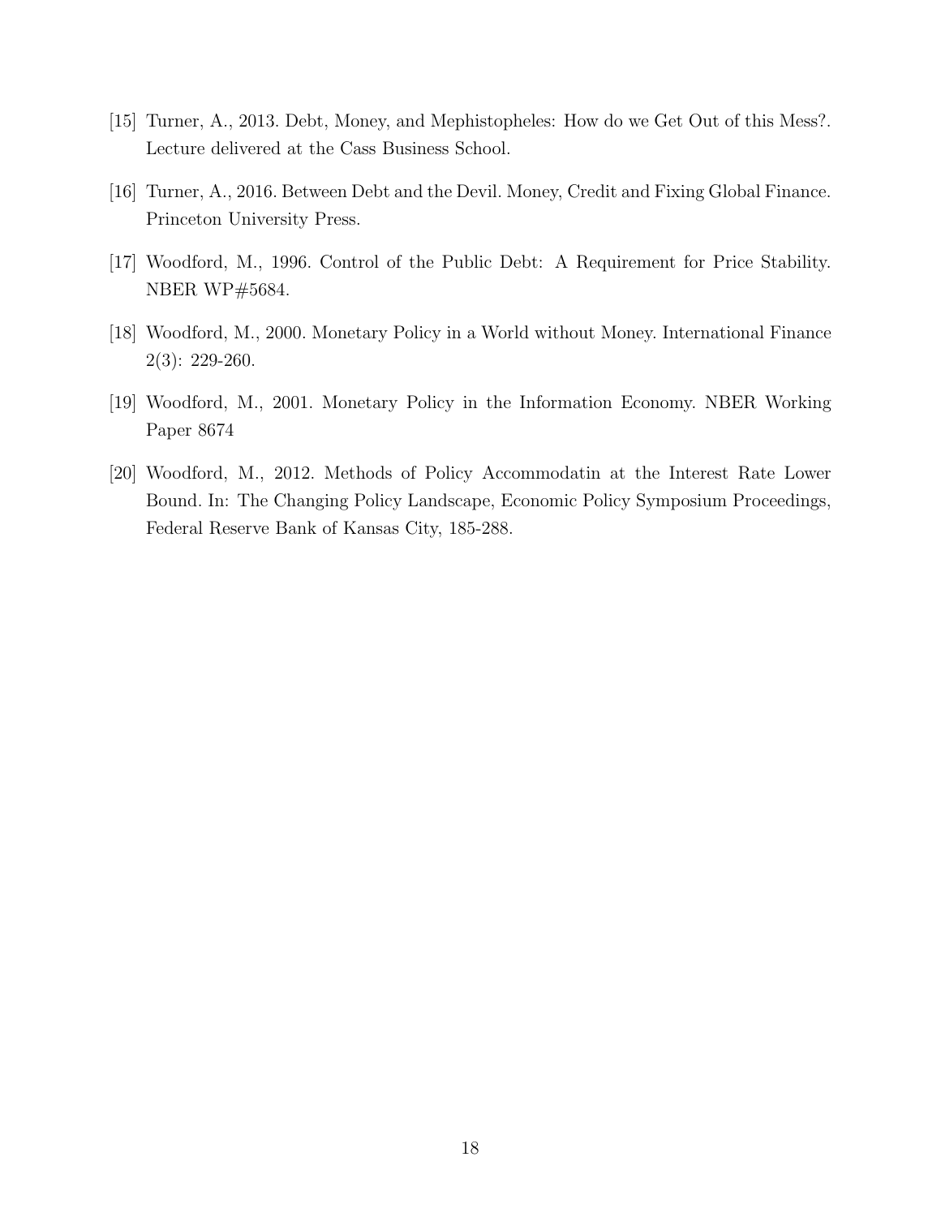[15] Turner, A., 2013. Debt, Money, and Mephistopheles: How do we Get Out of this Mess?. Lecture delivered at the Cass Business School.

[16] Turner, A., 2016. Between Debt and the Devil. Money, Credit and Fixing Global Finance. Princeton University Press.

[17] Woodford, M., 1996. Control of the Public Debt: A Requirement for Price Stability. NBER WP#5684.

[18] Woodford, M., 2000. Monetary Policy in a World without Money. International Finance 2(3): 229-260.

[19] Woodford, M., 2001. Monetary Policy in the Information Economy. NBER Working Paper 8674

[20] Woodford, M., 2012. Methods of Policy Accommodatin at the Interest Rate Lower Bound. In: The Changing Policy Landscape, Economic Policy Symposium Proceedings, Federal Reserve Bank of Kansas City, 185-288.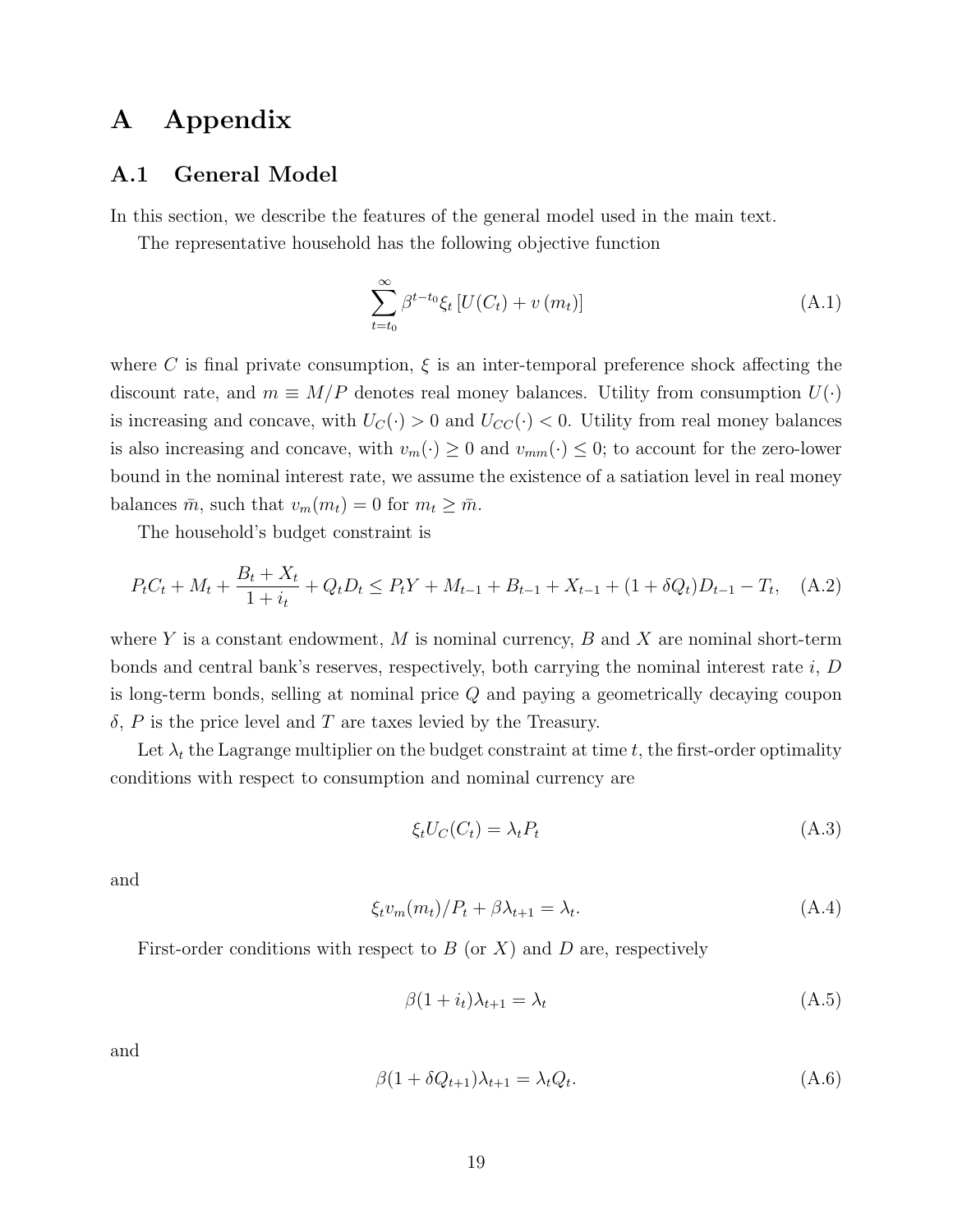# A Appendix

## A.1 General Model

In this section, we describe the features of the general model used in the main text.

The representative household has the following objective function

$$\sum_{t=t_0}^{\infty} \beta^{t-t_0} \xi_t \left[ U(C_t) + v\left(m_t\right) \right] \tag{A.1}$$

where $C$ is final private consumption, $\xi$ is an inter-temporal preference shock affecting the discount rate, and $m \equiv M/P$ denotes real money balances. Utility from consumption $U(\cdot)$ is increasing and concave, with $U_C(\cdot) > 0$ and $U_{CC}(\cdot) < 0$. Utility from real money balances is also increasing and concave, with $v_m(\cdot) \geq 0$ and $v_{mm}(\cdot) \leq 0$; to account for the zero-lower bound in the nominal interest rate, we assume the existence of a satiation level in real money balances $\bar{m}$, such that $v_m(m_t) = 0$ for $m_t \geq \bar{m}$.

The household's budget constraint is

$$P_t C_t + M_t + \frac{B_t + X_t}{1 + i_t} + Q_t D_t \leq P_t Y + M_{t-1} + B_{t-1} + X_{t-1} + (1 + \delta Q_t) D_{t-1} - T_t, \tag{A.2}$$

where $Y$ is a constant endowment, $M$ is nominal currency, $B$ and $X$ are nominal short-term bonds and central bank's reserves, respectively, both carrying the nominal interest rate $i$, $D$ is long-term bonds, selling at nominal price $Q$ and paying a geometrically decaying coupon $\delta$, $P$ is the price level and $T$ are taxes levied by the Treasury.

Let $\lambda_t$ the Lagrange multiplier on the budget constraint at time $t$, the first-order optimality conditions with respect to consumption and nominal currency are

$$\xi_t U_C(C_t) = \lambda_t P_t \tag{A.3}$$

and

$$\xi_t v_m(m_t)/P_t + \beta \lambda_{t+1} = \lambda_t. \tag{A.4}$$

First-order conditions with respect to $B$ (or $X$) and $D$ are, respectively

$$\beta(1 + i_t)\lambda_{t+1} = \lambda_t \tag{A.5}$$

and

$$\beta(1 + \delta Q_{t+1})\lambda_{t+1} = \lambda_t Q_t. \tag{A.6}$$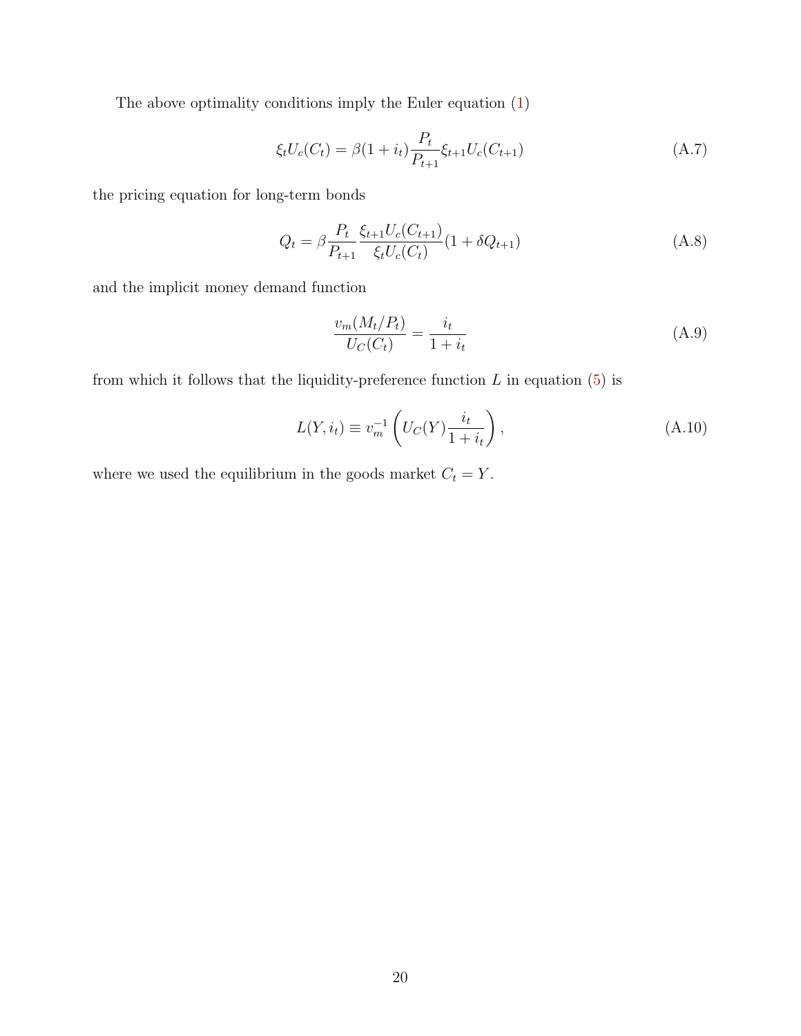The above optimality conditions imply the Euler equation (1)

$$\xi_t U_c(C_t) = \beta(1+i_t)\frac{P_t}{P_{t+1}}\xi_{t+1}U_c(C_{t+1}) \tag{A.7}$$

the pricing equation for long-term bonds

$$Q_t = \beta\frac{P_t}{P_{t+1}}\frac{\xi_{t+1}U_c(C_{t+1})}{\xi_t U_c(C_t)}(1+\delta Q_{t+1}) \tag{A.8}$$

and the implicit money demand function

$$\frac{v_m(M_t/P_t)}{U_C(C_t)} = \frac{i_t}{1+i_t} \tag{A.9}$$

from which it follows that the liquidity-preference function $L$ in equation (5) is

$$L(Y, i_t) \equiv v_m^{-1}\left(U_C(Y)\frac{i_t}{1+i_t}\right), \tag{A.10}$$

where we used the equilibrium in the goods market $C_t = Y$.